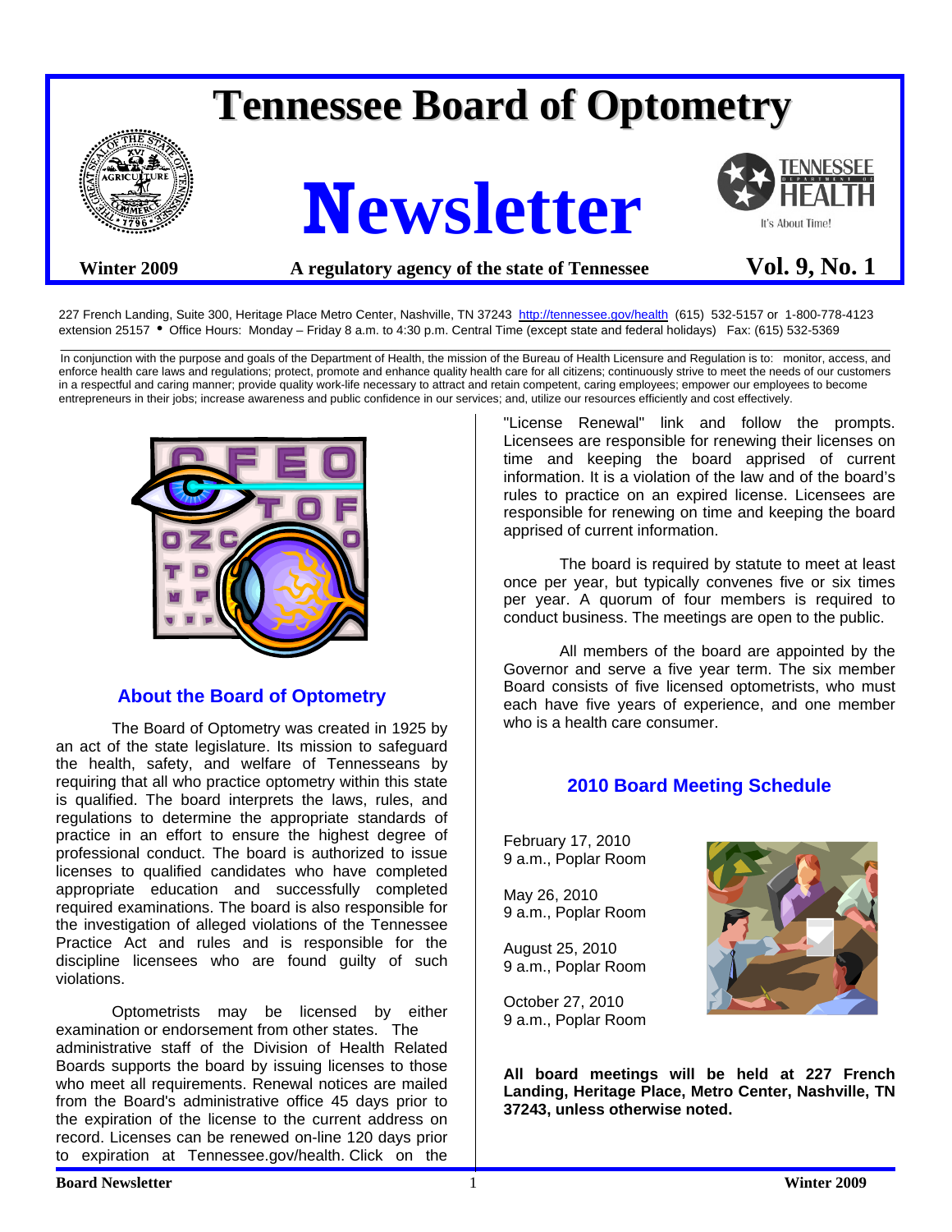# Tennessee Board of Optometry

# Newsletter

**Winter 2009** — **A regulatory agency of the state of Tennessee** — **Vol. 9, No. 1**

227 French Landing, Suite 300, Heritage Place Metro Center, Nashville, TN 37243 http://tennessee.gov/health (615) 532-5157 or 1-800-778-4123 extension 25157 • Office Hours: Monday – Friday 8 a.m. to 4:30 p.m. Central Time (except state and federal holidays) Fax: (615) 532-5369

In conjunction with the purpose and goals of the Department of Health, the mission of the Bureau of Health Licensure and Regulation is to: monitor, access, and enforce health care laws and regulations; protect, promote and enhance quality health care for all citizens; continuously strive to meet the needs of our customers in a respectful and caring manner; provide quality work-life necessary to attract and retain competent, caring employees; empower our employees to become entrepreneurs in their jobs; increase awareness and public confidence in our services; and, utilize our resources efficiently and cost effectively.

## About the Board of Optometry

The Board of Optometry was created in 1925 by an act of the state legislature. Its mission to safeguard the health, safety, and welfare of Tennesseans by requiring that all who practice optometry within this state is qualified. The board interprets the laws, rules, and regulations to determine the appropriate standards of practice in an effort to ensure the highest degree of professional conduct. The board is authorized to issue licenses to qualified candidates who have completed appropriate education and successfully completed required examinations. The board is also responsible for the investigation of alleged violations of the Tennessee Practice Act and rules and is responsible for the discipline licensees who are found guilty of such violations.

Optometrists may be licensed by either examination or endorsement from other states. The administrative staff of the Division of Health Related Boards supports the board by issuing licenses to those who meet all requirements. Renewal notices are mailed from the Board's administrative office 45 days prior to the expiration of the license to the current address on record. Licenses can be renewed on-line 120 days prior to expiration at Tennessee.gov/health. Click on the "License Renewal" link and follow the prompts. Licensees are responsible for renewing their licenses on time and keeping the board apprised of current information. It is a violation of the law and of the board's rules to practice on an expired license. Licensees are responsible for renewing on time and keeping the board apprised of current information.

The board is required by statute to meet at least once per year, but typically convenes five or six times per year. A quorum of four members is required to conduct business. The meetings are open to the public.

All members of the board are appointed by the Governor and serve a five year term. The six member Board consists of five licensed optometrists, who must each have five years of experience, and one member who is a health care consumer.

## 2010 Board Meeting Schedule

February 17, 2010
9 a.m., Poplar Room

May 26, 2010
9 a.m., Poplar Room

August 25, 2010
9 a.m., Poplar Room

October 27, 2010
9 a.m., Poplar Room

**All board meetings will be held at 227 French Landing, Heritage Place, Metro Center, Nashville, TN 37243, unless otherwise noted.**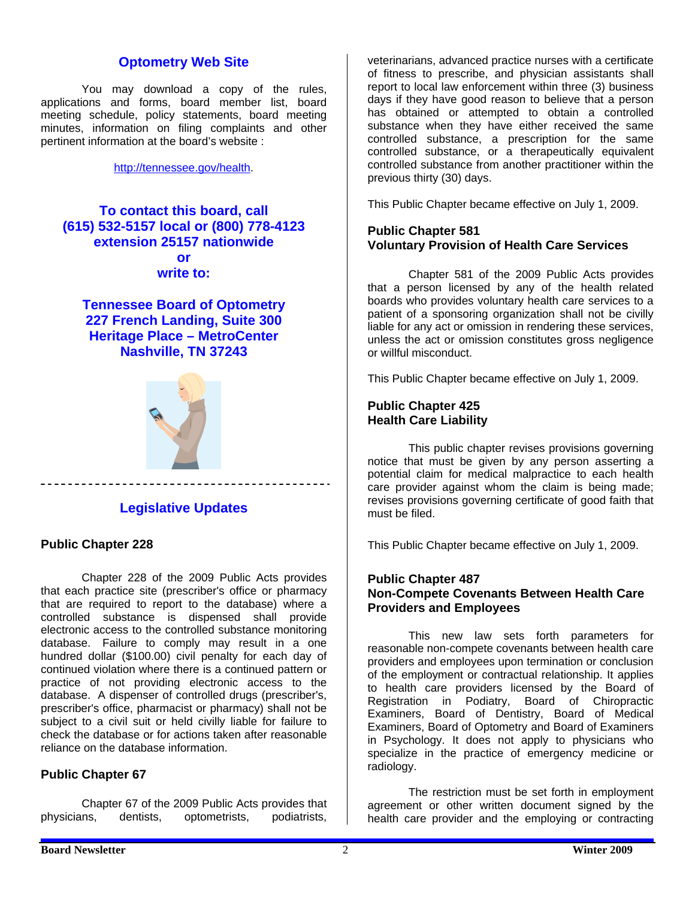## Optometry Web Site

You may download a copy of the rules, applications and forms, board member list, board meeting schedule, policy statements, board meeting minutes, information on filing complaints and other pertinent information at the board's website :

http://tennessee.gov/health.

**To contact this board, call (615) 532-5157 local or (800) 778-4123 extension 25157 nationwide or write to:**

**Tennessee Board of Optometry**
**227 French Landing, Suite 300**
**Heritage Place – MetroCenter**
**Nashville, TN 37243**

## Legislative Updates

### Public Chapter 228

Chapter 228 of the 2009 Public Acts provides that each practice site (prescriber's office or pharmacy that are required to report to the database) where a controlled substance is dispensed shall provide electronic access to the controlled substance monitoring database. Failure to comply may result in a one hundred dollar ($100.00) civil penalty for each day of continued violation where there is a continued pattern or practice of not providing electronic access to the database. A dispenser of controlled drugs (prescriber's, prescriber's office, pharmacist or pharmacy) shall not be subject to a civil suit or held civilly liable for failure to check the database or for actions taken after reasonable reliance on the database information.

### Public Chapter 67

Chapter 67 of the 2009 Public Acts provides that physicians, dentists, optometrists, podiatrists, veterinarians, advanced practice nurses with a certificate of fitness to prescribe, and physician assistants shall report to local law enforcement within three (3) business days if they have good reason to believe that a person has obtained or attempted to obtain a controlled substance when they have either received the same controlled substance, a prescription for the same controlled substance, or a therapeutically equivalent controlled substance from another practitioner within the previous thirty (30) days.

This Public Chapter became effective on July 1, 2009.

### Public Chapter 581
### Voluntary Provision of Health Care Services

Chapter 581 of the 2009 Public Acts provides that a person licensed by any of the health related boards who provides voluntary health care services to a patient of a sponsoring organization shall not be civilly liable for any act or omission in rendering these services, unless the act or omission constitutes gross negligence or willful misconduct.

This Public Chapter became effective on July 1, 2009.

### Public Chapter 425
### Health Care Liability

This public chapter revises provisions governing notice that must be given by any person asserting a potential claim for medical malpractice to each health care provider against whom the claim is being made; revises provisions governing certificate of good faith that must be filed.

This Public Chapter became effective on July 1, 2009.

### Public Chapter 487
### Non-Compete Covenants Between Health Care Providers and Employees

This new law sets forth parameters for reasonable non-compete covenants between health care providers and employees upon termination or conclusion of the employment or contractual relationship. It applies to health care providers licensed by the Board of Registration in Podiatry, Board of Chiropractic Examiners, Board of Dentistry, Board of Medical Examiners, Board of Optometry and Board of Examiners in Psychology. It does not apply to physicians who specialize in the practice of emergency medicine or radiology.

The restriction must be set forth in employment agreement or other written document signed by the health care provider and the employing or contracting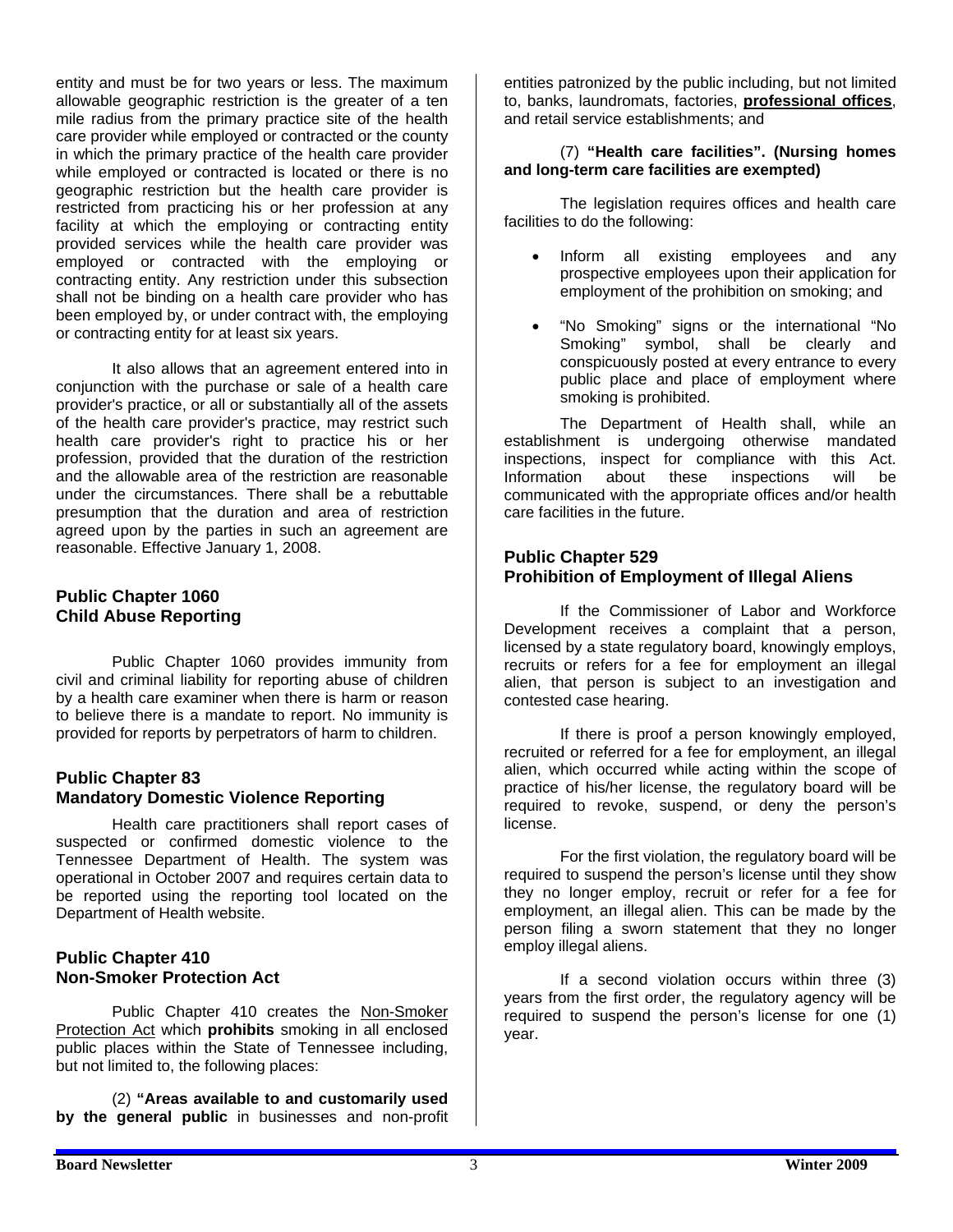entity and must be for two years or less. The maximum allowable geographic restriction is the greater of a ten mile radius from the primary practice site of the health care provider while employed or contracted or the county in which the primary practice of the health care provider while employed or contracted is located or there is no geographic restriction but the health care provider is restricted from practicing his or her profession at any facility at which the employing or contracting entity provided services while the health care provider was employed or contracted with the employing or contracting entity. Any restriction under this subsection shall not be binding on a health care provider who has been employed by, or under contract with, the employing or contracting entity for at least six years.

It also allows that an agreement entered into in conjunction with the purchase or sale of a health care provider's practice, or all or substantially all of the assets of the health care provider's practice, may restrict such health care provider's right to practice his or her profession, provided that the duration of the restriction and the allowable area of the restriction are reasonable under the circumstances. There shall be a rebuttable presumption that the duration and area of restriction agreed upon by the parties in such an agreement are reasonable. Effective January 1, 2008.

## Public Chapter 1060
## Child Abuse Reporting

Public Chapter 1060 provides immunity from civil and criminal liability for reporting abuse of children by a health care examiner when there is harm or reason to believe there is a mandate to report. No immunity is provided for reports by perpetrators of harm to children.

## Public Chapter 83
## Mandatory Domestic Violence Reporting

Health care practitioners shall report cases of suspected or confirmed domestic violence to the Tennessee Department of Health. The system was operational in October 2007 and requires certain data to be reported using the reporting tool located on the Department of Health website.

## Public Chapter 410
## Non-Smoker Protection Act

Public Chapter 410 creates the Non-Smoker Protection Act which **prohibits** smoking in all enclosed public places within the State of Tennessee including, but not limited to, the following places:

(2) **"Areas available to and customarily used by the general public** in businesses and non-profit entities patronized by the public including, but not limited to, banks, laundromats, factories, **professional offices**, and retail service establishments; and

(7) **"Health care facilities". (Nursing homes and long-term care facilities are exempted)**

The legislation requires offices and health care facilities to do the following:

- Inform all existing employees and any prospective employees upon their application for employment of the prohibition on smoking; and
- "No Smoking" signs or the international "No Smoking" symbol, shall be clearly and conspicuously posted at every entrance to every public place and place of employment where smoking is prohibited.

The Department of Health shall, while an establishment is undergoing otherwise mandated inspections, inspect for compliance with this Act. Information about these inspections will be communicated with the appropriate offices and/or health care facilities in the future.

## Public Chapter 529
## Prohibition of Employment of Illegal Aliens

If the Commissioner of Labor and Workforce Development receives a complaint that a person, licensed by a state regulatory board, knowingly employs, recruits or refers for a fee for employment an illegal alien, that person is subject to an investigation and contested case hearing.

If there is proof a person knowingly employed, recruited or referred for a fee for employment, an illegal alien, which occurred while acting within the scope of practice of his/her license, the regulatory board will be required to revoke, suspend, or deny the person's license.

For the first violation, the regulatory board will be required to suspend the person's license until they show they no longer employ, recruit or refer for a fee for employment, an illegal alien. This can be made by the person filing a sworn statement that they no longer employ illegal aliens.

If a second violation occurs within three (3) years from the first order, the regulatory agency will be required to suspend the person's license for one (1) year.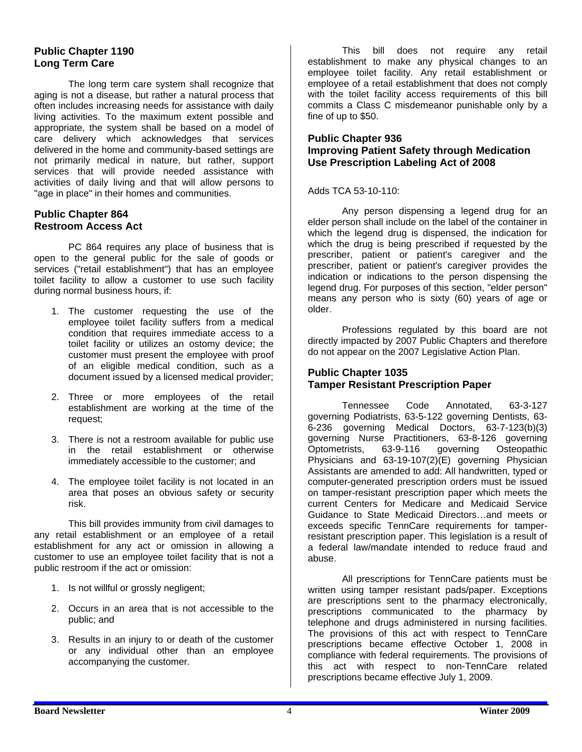## Public Chapter 1190
## Long Term Care

The long term care system shall recognize that aging is not a disease, but rather a natural process that often includes increasing needs for assistance with daily living activities. To the maximum extent possible and appropriate, the system shall be based on a model of care delivery which acknowledges that services delivered in the home and community-based settings are not primarily medical in nature, but rather, support services that will provide needed assistance with activities of daily living and that will allow persons to "age in place" in their homes and communities.

## Public Chapter 864
## Restroom Access Act

PC 864 requires any place of business that is open to the general public for the sale of goods or services ("retail establishment") that has an employee toilet facility to allow a customer to use such facility during normal business hours, if:

1. The customer requesting the use of the employee toilet facility suffers from a medical condition that requires immediate access to a toilet facility or utilizes an ostomy device; the customer must present the employee with proof of an eligible medical condition, such as a document issued by a licensed medical provider;

2. Three or more employees of the retail establishment are working at the time of the request;

3. There is not a restroom available for public use in the retail establishment or otherwise immediately accessible to the customer; and

4. The employee toilet facility is not located in an area that poses an obvious safety or security risk.

This bill provides immunity from civil damages to any retail establishment or an employee of a retail establishment for any act or omission in allowing a customer to use an employee toilet facility that is not a public restroom if the act or omission:

1. Is not willful or grossly negligent;

2. Occurs in an area that is not accessible to the public; and

3. Results in an injury to or death of the customer or any individual other than an employee accompanying the customer.

This bill does not require any retail establishment to make any physical changes to an employee toilet facility. Any retail establishment or employee of a retail establishment that does not comply with the toilet facility access requirements of this bill commits a Class C misdemeanor punishable only by a fine of up to $50.

## Public Chapter 936
## Improving Patient Safety through Medication Use Prescription Labeling Act of 2008

Adds TCA 53-10-110:

Any person dispensing a legend drug for an elder person shall include on the label of the container in which the legend drug is dispensed, the indication for which the drug is being prescribed if requested by the prescriber, patient or patient's caregiver and the prescriber, patient or patient's caregiver provides the indication or indications to the person dispensing the legend drug. For purposes of this section, "elder person" means any person who is sixty (60) years of age or older.

Professions regulated by this board are not directly impacted by 2007 Public Chapters and therefore do not appear on the 2007 Legislative Action Plan.

## Public Chapter 1035
## Tamper Resistant Prescription Paper

Tennessee Code Annotated, 63-3-127 governing Podiatrists, 63-5-122 governing Dentists, 63-6-236 governing Medical Doctors, 63-7-123(b)(3) governing Nurse Practitioners, 63-8-126 governing Optometrists, 63-9-116 governing Osteopathic Physicians and 63-19-107(2)(E) governing Physician Assistants are amended to add: All handwritten, typed or computer-generated prescription orders must be issued on tamper-resistant prescription paper which meets the current Centers for Medicare and Medicaid Service Guidance to State Medicaid Directors…and meets or exceeds specific TennCare requirements for tamper-resistant prescription paper. This legislation is a result of a federal law/mandate intended to reduce fraud and abuse.

All prescriptions for TennCare patients must be written using tamper resistant pads/paper. Exceptions are prescriptions sent to the pharmacy electronically, prescriptions communicated to the pharmacy by telephone and drugs administered in nursing facilities. The provisions of this act with respect to TennCare prescriptions became effective October 1, 2008 in compliance with federal requirements. The provisions of this act with respect to non-TennCare related prescriptions became effective July 1, 2009.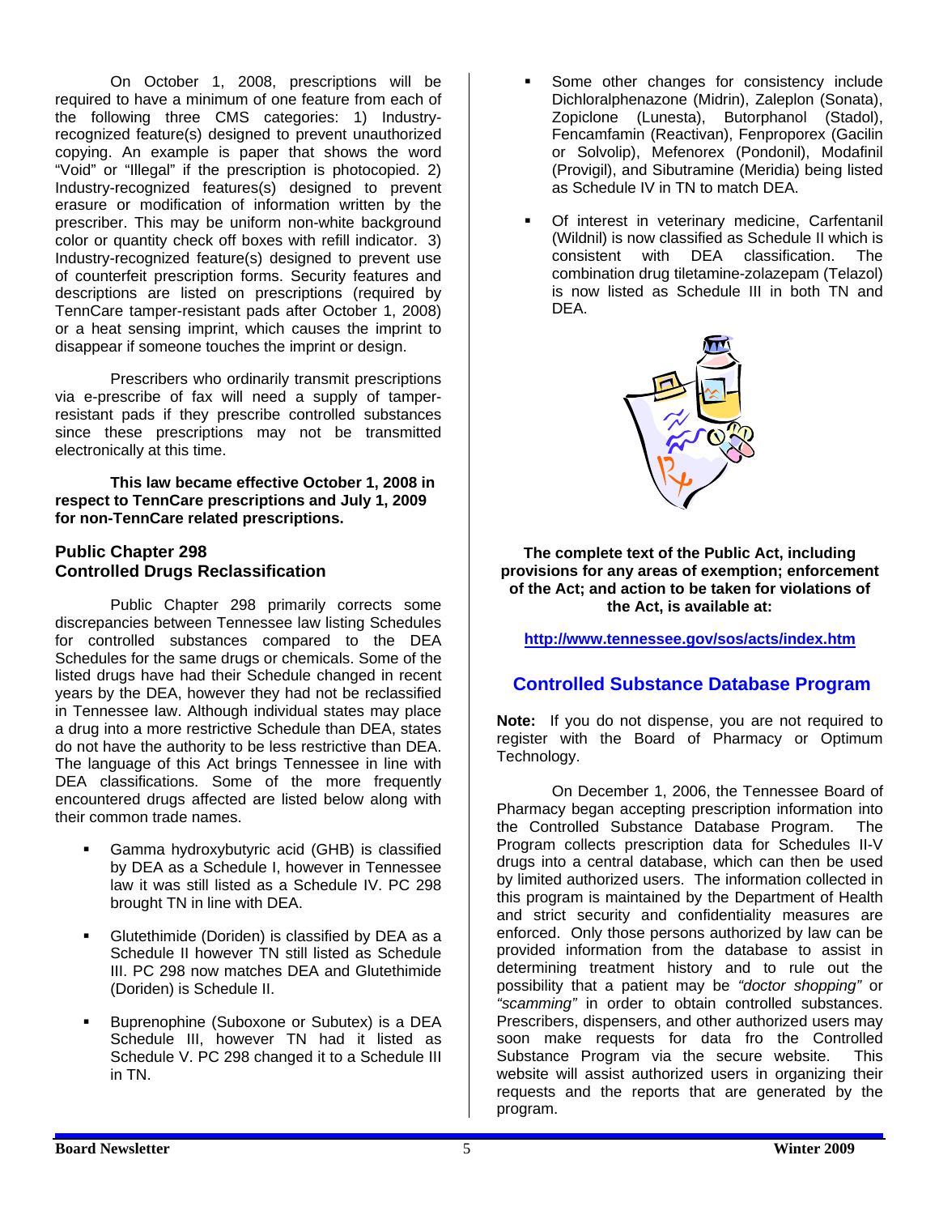On October 1, 2008, prescriptions will be required to have a minimum of one feature from each of the following three CMS categories: 1) Industry-recognized feature(s) designed to prevent unauthorized copying. An example is paper that shows the word "Void" or "Illegal" if the prescription is photocopied. 2) Industry-recognized features(s) designed to prevent erasure or modification of information written by the prescriber. This may be uniform non-white background color or quantity check off boxes with refill indicator. 3) Industry-recognized feature(s) designed to prevent use of counterfeit prescription forms. Security features and descriptions are listed on prescriptions (required by TennCare tamper-resistant pads after October 1, 2008) or a heat sensing imprint, which causes the imprint to disappear if someone touches the imprint or design.

Prescribers who ordinarily transmit prescriptions via e-prescribe of fax will need a supply of tamper-resistant pads if they prescribe controlled substances since these prescriptions may not be transmitted electronically at this time.

**This law became effective October 1, 2008 in respect to TennCare prescriptions and July 1, 2009 for non-TennCare related prescriptions.**

### Public Chapter 298
### Controlled Drugs Reclassification

Public Chapter 298 primarily corrects some discrepancies between Tennessee law listing Schedules for controlled substances compared to the DEA Schedules for the same drugs or chemicals. Some of the listed drugs have had their Schedule changed in recent years by the DEA, however they had not be reclassified in Tennessee law. Although individual states may place a drug into a more restrictive Schedule than DEA, states do not have the authority to be less restrictive than DEA. The language of this Act brings Tennessee in line with DEA classifications. Some of the more frequently encountered drugs affected are listed below along with their common trade names.

- Gamma hydroxybutyric acid (GHB) is classified by DEA as a Schedule I, however in Tennessee law it was still listed as a Schedule IV. PC 298 brought TN in line with DEA.
- Glutethimide (Doriden) is classified by DEA as a Schedule II however TN still listed as Schedule III. PC 298 now matches DEA and Glutethimide (Doriden) is Schedule II.
- Buprenophine (Suboxone or Subutex) is a DEA Schedule III, however TN had it listed as Schedule V. PC 298 changed it to a Schedule III in TN.
- Some other changes for consistency include Dichloralphenazone (Midrin), Zaleplon (Sonata), Zopiclone (Lunesta), Butorphanol (Stadol), Fencamfamin (Reactivan), Fenproporex (Gacilin or Solvolip), Mefenorex (Pondonil), Modafinil (Provigil), and Sibutramine (Meridia) being listed as Schedule IV in TN to match DEA.
- Of interest in veterinary medicine, Carfentanil (Wildnil) is now classified as Schedule II which is consistent with DEA classification. The combination drug tiletamine-zolazepam (Telazol) is now listed as Schedule III in both TN and DEA.

**The complete text of the Public Act, including provisions for any areas of exemption; enforcement of the Act; and action to be taken for violations of the Act, is available at:**

**http://www.tennessee.gov/sos/acts/index.htm**

## Controlled Substance Database Program

**Note:** If you do not dispense, you are not required to register with the Board of Pharmacy or Optimum Technology.

On December 1, 2006, the Tennessee Board of Pharmacy began accepting prescription information into the Controlled Substance Database Program. The Program collects prescription data for Schedules II-V drugs into a central database, which can then be used by limited authorized users. The information collected in this program is maintained by the Department of Health and strict security and confidentiality measures are enforced. Only those persons authorized by law can be provided information from the database to assist in determining treatment history and to rule out the possibility that a patient may be *"doctor shopping"* or *"scamming"* in order to obtain controlled substances. Prescribers, dispensers, and other authorized users may soon make requests for data fro the Controlled Substance Program via the secure website. This website will assist authorized users in organizing their requests and the reports that are generated by the program.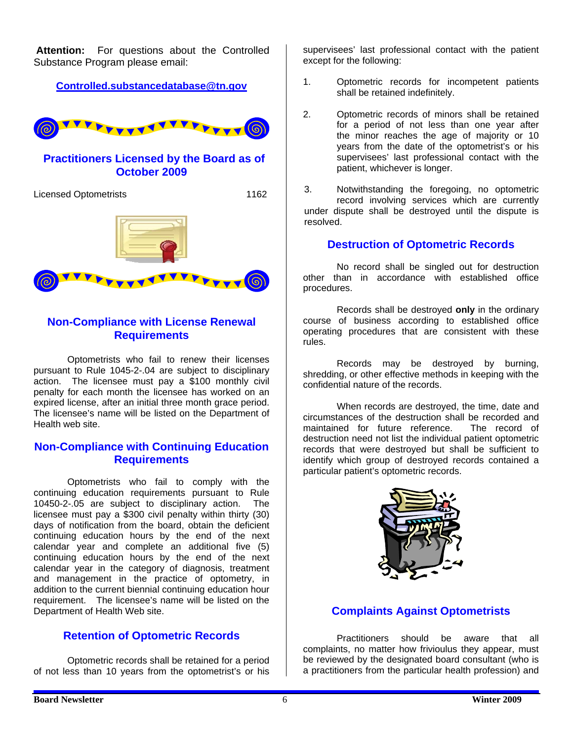**Attention:** For questions about the Controlled Substance Program please email:

**Controlled.substancedatabase@tn.gov**

## Practitioners Licensed by the Board as of October 2009

| Licensed Optometrists | 1162 |
| --- | --- |

## Non-Compliance with License Renewal Requirements

Optometrists who fail to renew their licenses pursuant to Rule 1045-2-.04 are subject to disciplinary action. The licensee must pay a $100 monthly civil penalty for each month the licensee has worked on an expired license, after an initial three month grace period. The licensee's name will be listed on the Department of Health web site.

## Non-Compliance with Continuing Education Requirements

Optometrists who fail to comply with the continuing education requirements pursuant to Rule 10450-2-.05 are subject to disciplinary action. The licensee must pay a $300 civil penalty within thirty (30) days of notification from the board, obtain the deficient continuing education hours by the end of the next calendar year and complete an additional five (5) continuing education hours by the end of the next calendar year in the category of diagnosis, treatment and management in the practice of optometry, in addition to the current biennial continuing education hour requirement. The licensee's name will be listed on the Department of Health Web site.

## Retention of Optometric Records

Optometric records shall be retained for a period of not less than 10 years from the optometrist's or his supervisees' last professional contact with the patient except for the following:

1. Optometric records for incompetent patients shall be retained indefinitely.

2. Optometric records of minors shall be retained for a period of not less than one year after the minor reaches the age of majority or 10 years from the date of the optometrist's or his supervisees' last professional contact with the patient, whichever is longer.

3. Notwithstanding the foregoing, no optometric record involving services which are currently under dispute shall be destroyed until the dispute is resolved.

## Destruction of Optometric Records

No record shall be singled out for destruction other than in accordance with established office procedures.

Records shall be destroyed **only** in the ordinary course of business according to established office operating procedures that are consistent with these rules.

Records may be destroyed by burning, shredding, or other effective methods in keeping with the confidential nature of the records.

When records are destroyed, the time, date and circumstances of the destruction shall be recorded and maintained for future reference. The record of destruction need not list the individual patient optometric records that were destroyed but shall be sufficient to identify which group of destroyed records contained a particular patient's optometric records.

## Complaints Against Optometrists

Practitioners should be aware that all complaints, no matter how frivioulus they appear, must be reviewed by the designated board consultant (who is a practitioners from the particular health profession) and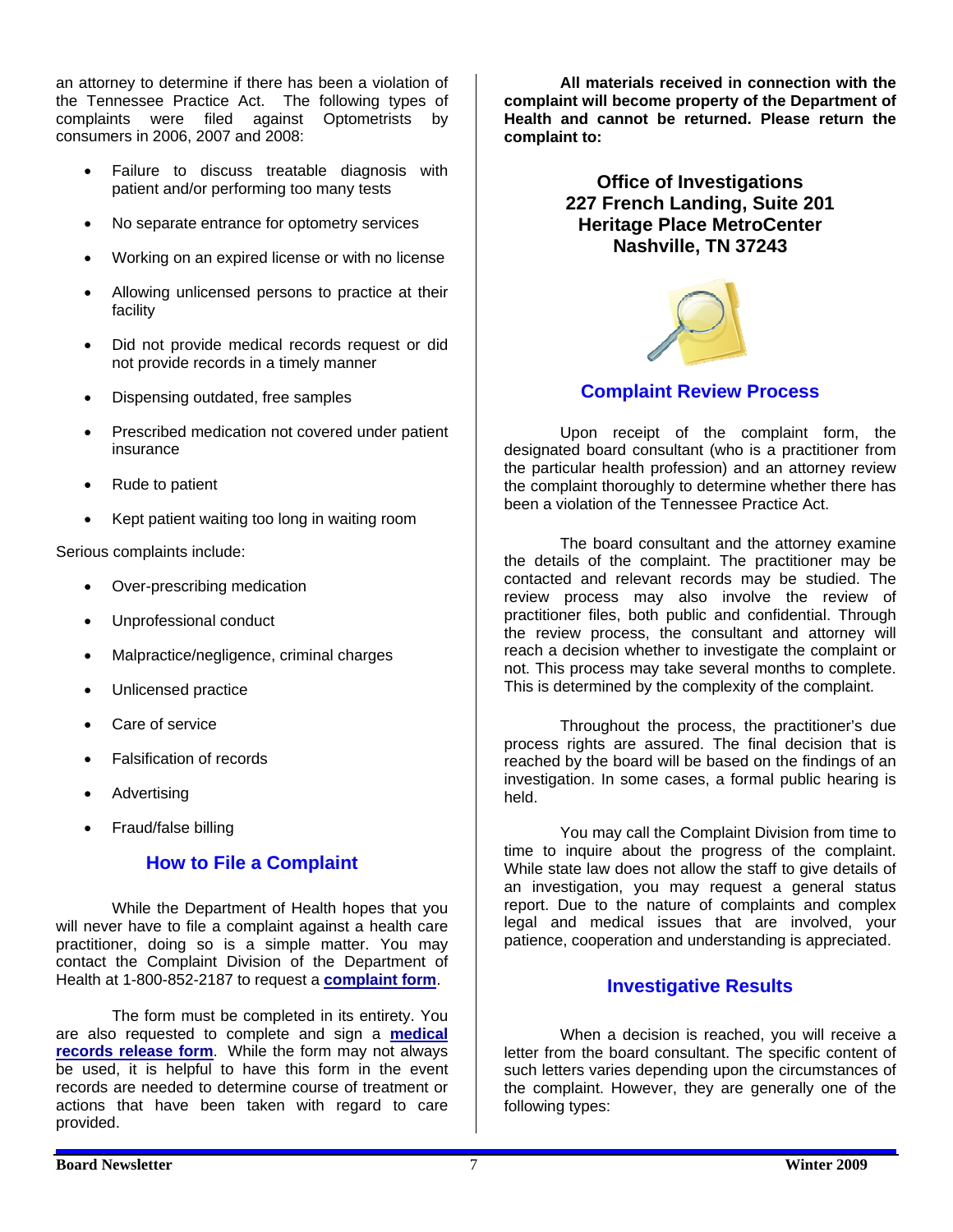an attorney to determine if there has been a violation of the Tennessee Practice Act. The following types of complaints were filed against Optometrists by consumers in 2006, 2007 and 2008:

- Failure to discuss treatable diagnosis with patient and/or performing too many tests
- No separate entrance for optometry services
- Working on an expired license or with no license
- Allowing unlicensed persons to practice at their facility
- Did not provide medical records request or did not provide records in a timely manner
- Dispensing outdated, free samples
- Prescribed medication not covered under patient insurance
- Rude to patient
- Kept patient waiting too long in waiting room

Serious complaints include:

- Over-prescribing medication
- Unprofessional conduct
- Malpractice/negligence, criminal charges
- Unlicensed practice
- Care of service
- Falsification of records
- Advertising
- Fraud/false billing

## How to File a Complaint

While the Department of Health hopes that you will never have to file a complaint against a health care practitioner, doing so is a simple matter. You may contact the Complaint Division of the Department of Health at 1-800-852-2187 to request a **complaint form**.

The form must be completed in its entirety. You are also requested to complete and sign a **medical records release form**. While the form may not always be used, it is helpful to have this form in the event records are needed to determine course of treatment or actions that have been taken with regard to care provided.

**All materials received in connection with the complaint will become property of the Department of Health and cannot be returned. Please return the complaint to:**

**Office of Investigations**
**227 French Landing, Suite 201**
**Heritage Place MetroCenter**
**Nashville, TN 37243**

## Complaint Review Process

Upon receipt of the complaint form, the designated board consultant (who is a practitioner from the particular health profession) and an attorney review the complaint thoroughly to determine whether there has been a violation of the Tennessee Practice Act.

The board consultant and the attorney examine the details of the complaint. The practitioner may be contacted and relevant records may be studied. The review process may also involve the review of practitioner files, both public and confidential. Through the review process, the consultant and attorney will reach a decision whether to investigate the complaint or not. This process may take several months to complete. This is determined by the complexity of the complaint.

Throughout the process, the practitioner's due process rights are assured. The final decision that is reached by the board will be based on the findings of an investigation. In some cases, a formal public hearing is held.

You may call the Complaint Division from time to time to inquire about the progress of the complaint. While state law does not allow the staff to give details of an investigation, you may request a general status report. Due to the nature of complaints and complex legal and medical issues that are involved, your patience, cooperation and understanding is appreciated.

## Investigative Results

When a decision is reached, you will receive a letter from the board consultant. The specific content of such letters varies depending upon the circumstances of the complaint. However, they are generally one of the following types: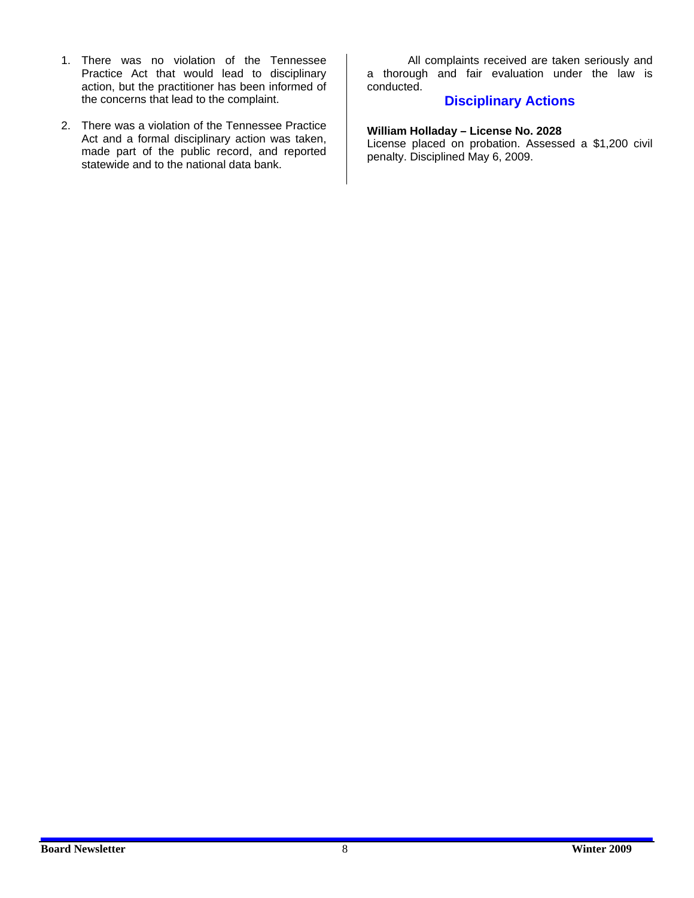1. There was no violation of the Tennessee Practice Act that would lead to disciplinary action, but the practitioner has been informed of the concerns that lead to the complaint.

2. There was a violation of the Tennessee Practice Act and a formal disciplinary action was taken, made part of the public record, and reported statewide and to the national data bank.

All complaints received are taken seriously and a thorough and fair evaluation under the law is conducted.

## Disciplinary Actions

**William Holladay – License No. 2028**
License placed on probation. Assessed a $1,200 civil penalty. Disciplined May 6, 2009.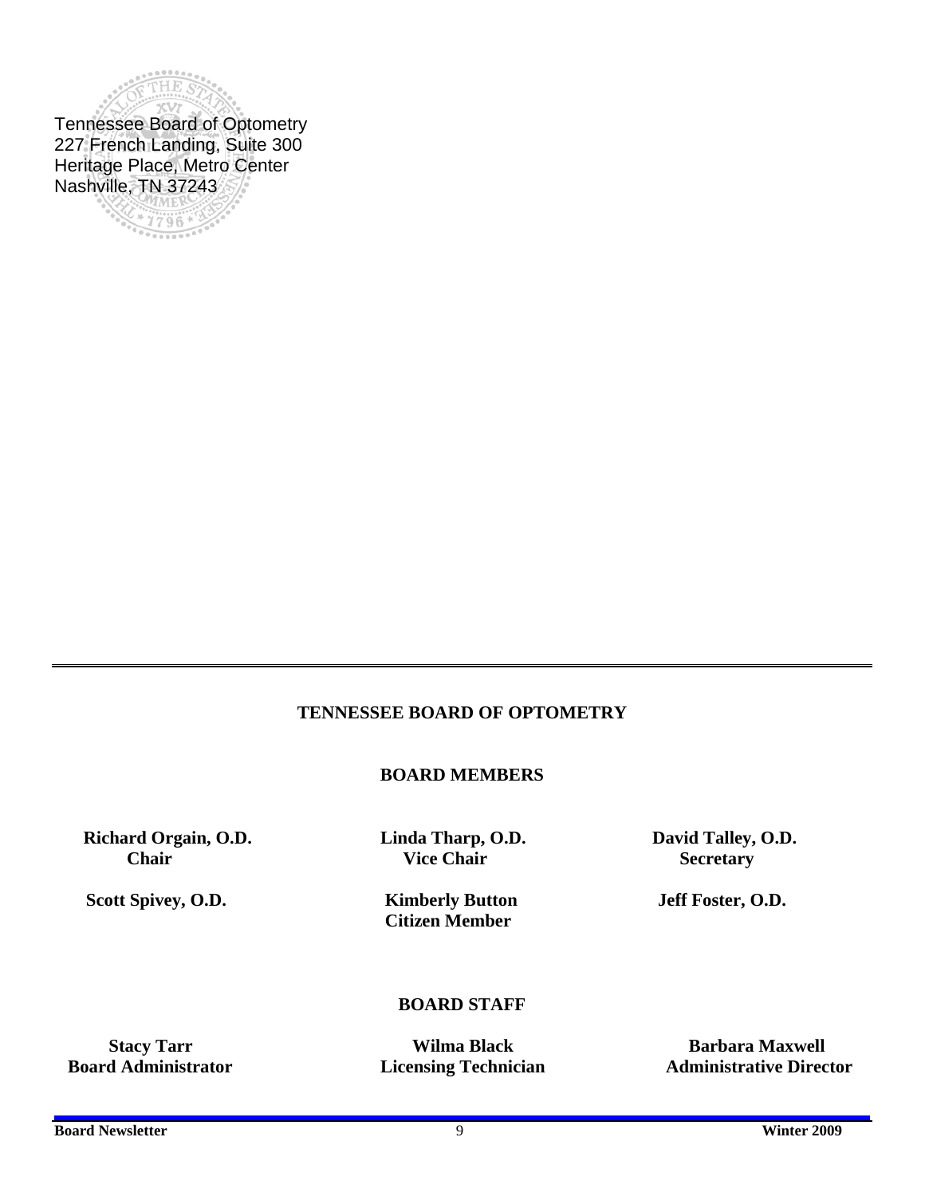Tennessee Board of Optometry
227 French Landing, Suite 300
Heritage Place, Metro Center
Nashville, TN 37243

---

## TENNESSEE BOARD OF OPTOMETRY

### BOARD MEMBERS

**Richard Orgain, O.D.**
**Chair**

**Linda Tharp, O.D.**
**Vice Chair**

**David Talley, O.D.**
**Secretary**

**Scott Spivey, O.D.**

**Kimberly Button**
**Citizen Member**

**Jeff Foster, O.D.**

### BOARD STAFF

**Stacy Tarr**
**Board Administrator**

**Wilma Black**
**Licensing Technician**

**Barbara Maxwell**
**Administrative Director**